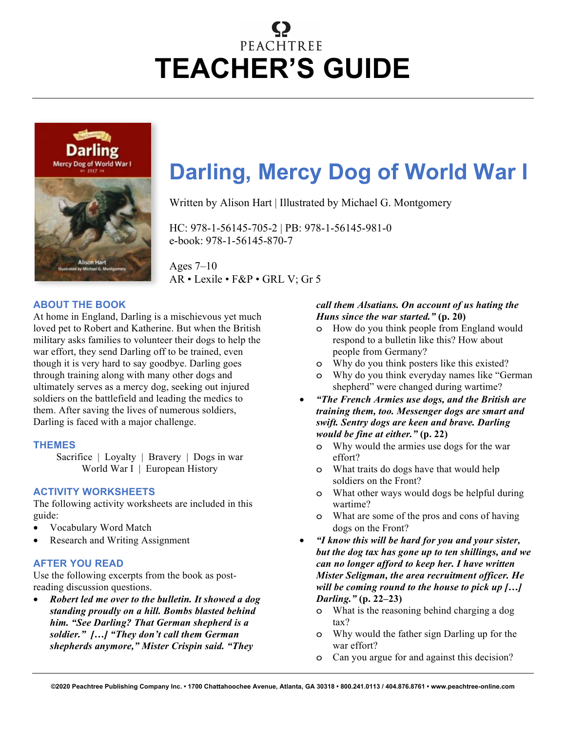PEACHTREE

# TEACHER'S GUIDE

## Darling, Mercy Dog of World War I

Written by Alison Hart | Illustrated by Michael G. Montgomery

HC: 978-1-56145-705-2 | PB: 978-1-56145-981-0
e-book: 978-1-56145-870-7

Ages 7–10
AR • Lexile • F&P • GRL V; Gr 5

### ABOUT THE BOOK

At home in England, Darling is a mischievous yet much loved pet to Robert and Katherine. But when the British military asks families to volunteer their dogs to help the war effort, they send Darling off to be trained, even though it is very hard to say goodbye. Darling goes through training along with many other dogs and ultimately serves as a mercy dog, seeking out injured soldiers on the battlefield and leading the medics to them. After saving the lives of numerous soldiers, Darling is faced with a major challenge.

### THEMES

Sacrifice | Loyalty | Bravery | Dogs in war
World War I | European History

### ACTIVITY WORKSHEETS

The following activity worksheets are included in this guide:

- Vocabulary Word Match
- Research and Writing Assignment

### AFTER YOU READ

Use the following excerpts from the book as post-reading discussion questions.

- ***Robert led me over to the bulletin. It showed a dog standing proudly on a hill. Bombs blasted behind him. "See Darling? That German shepherd is a soldier." […] "They don't call them German shepherds anymore," Mister Crispin said. "They call them Alsatians. On account of us hating the Huns since the war started."*** **(p. 20)**
  - How do you think people from England would respond to a bulletin like this? How about people from Germany?
  - Why do you think posters like this existed?
  - Why do you think everyday names like "German shepherd" were changed during wartime?
- ***"The French Armies use dogs, and the British are training them, too. Messenger dogs are smart and swift. Sentry dogs are keen and brave. Darling would be fine at either."*** **(p. 22)**
  - Why would the armies use dogs for the war effort?
  - What traits do dogs have that would help soldiers on the Front?
  - What other ways would dogs be helpful during wartime?
  - What are some of the pros and cons of having dogs on the Front?
- ***"I know this will be hard for you and your sister, but the dog tax has gone up to ten shillings, and we can no longer afford to keep her. I have written Mister Seligman, the area recruitment officer. He will be coming round to the house to pick up […] Darling."*** **(p. 22–23)**
  - What is the reasoning behind charging a dog tax?
  - Why would the father sign Darling up for the war effort?
  - Can you argue for and against this decision?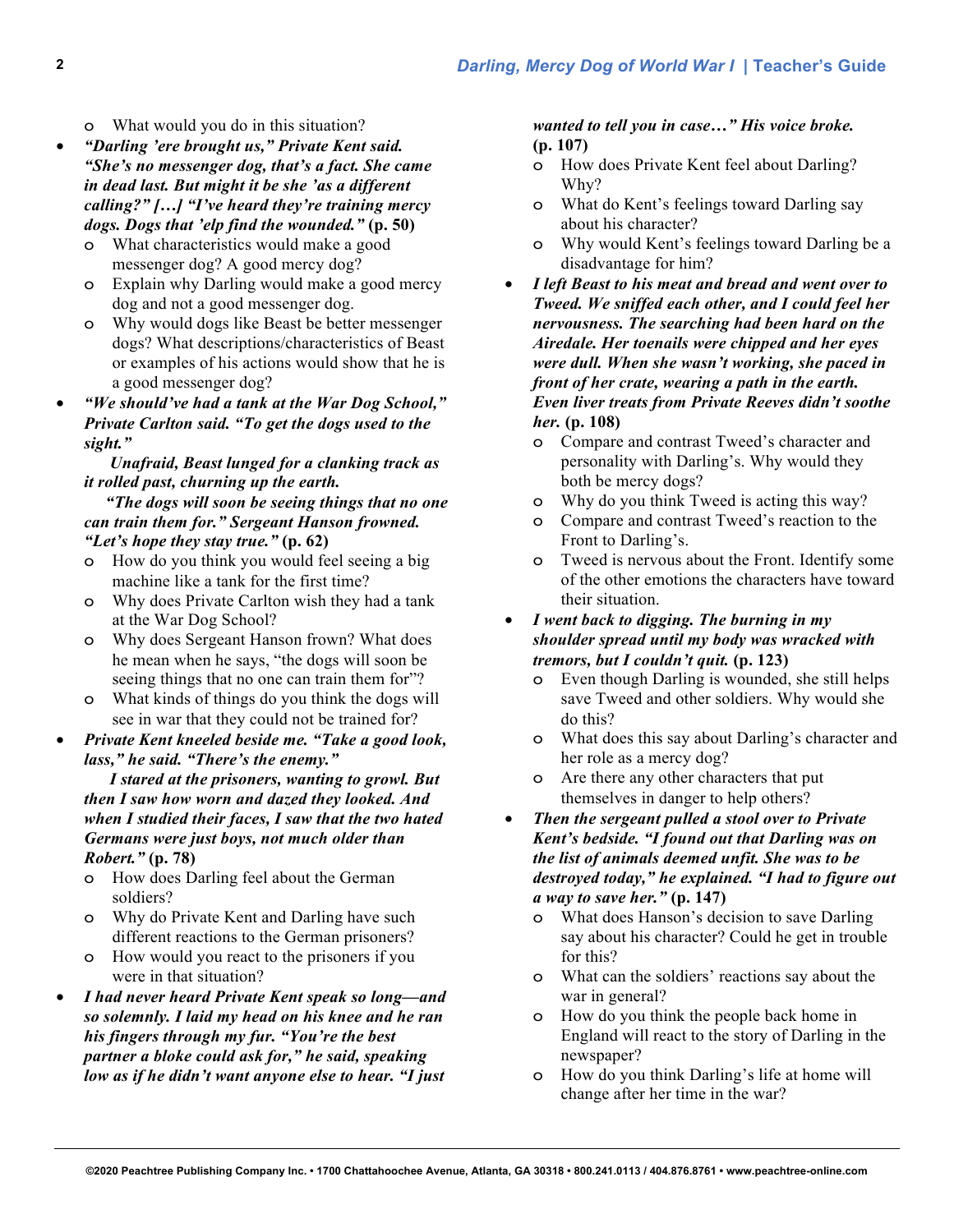- What would you do in this situation?
- ***"Darling 'ere brought us," Private Kent said. "She's no messenger dog, that's a fact. She came in dead last. But might it be she 'as a different calling?" […] "I've heard they're training mercy dogs. Dogs that 'elp find the wounded."*** **(p. 50)**
  - What characteristics would make a good messenger dog? A good mercy dog?
  - Explain why Darling would make a good mercy dog and not a good messenger dog.
  - Why would dogs like Beast be better messenger dogs? What descriptions/characteristics of Beast or examples of his actions would show that he is a good messenger dog?
- ***"We should've had a tank at the War Dog School," Private Carlton said. "To get the dogs used to the sight."***

  ***Unafraid, Beast lunged for a clanking track as it rolled past, churning up the earth.***

  ***"The dogs will soon be seeing things that no one can train them for." Sergeant Hanson frowned. "Let's hope they stay true."*** **(p. 62)**
  - How do you think you would feel seeing a big machine like a tank for the first time?
  - Why does Private Carlton wish they had a tank at the War Dog School?
  - Why does Sergeant Hanson frown? What does he mean when he says, "the dogs will soon be seeing things that no one can train them for"?
  - What kinds of things do you think the dogs will see in war that they could not be trained for?
- ***Private Kent kneeled beside me. "Take a good look, lass," he said. "There's the enemy."***

  ***I stared at the prisoners, wanting to growl. But then I saw how worn and dazed they looked. And when I studied their faces, I saw that the two hated Germans were just boys, not much older than Robert."*** **(p. 78)**
  - How does Darling feel about the German soldiers?
  - Why do Private Kent and Darling have such different reactions to the German prisoners?
  - How would you react to the prisoners if you were in that situation?
- ***I had never heard Private Kent speak so long—and so solemnly. I laid my head on his knee and he ran his fingers through my fur. "You're the best partner a bloke could ask for," he said, speaking low as if he didn't want anyone else to hear. "I just wanted to tell you in case…" His voice broke.*** **(p. 107)**
  - How does Private Kent feel about Darling? Why?
  - What do Kent's feelings toward Darling say about his character?
  - Why would Kent's feelings toward Darling be a disadvantage for him?
- ***I left Beast to his meat and bread and went over to Tweed. We sniffed each other, and I could feel her nervousness. The searching had been hard on the Airedale. Her toenails were chipped and her eyes were dull. When she wasn't working, she paced in front of her crate, wearing a path in the earth. Even liver treats from Private Reeves didn't soothe her.*** **(p. 108)**
  - Compare and contrast Tweed's character and personality with Darling's. Why would they both be mercy dogs?
  - Why do you think Tweed is acting this way?
  - Compare and contrast Tweed's reaction to the Front to Darling's.
  - Tweed is nervous about the Front. Identify some of the other emotions the characters have toward their situation.
- ***I went back to digging. The burning in my shoulder spread until my body was wracked with tremors, but I couldn't quit.*** **(p. 123)**
  - Even though Darling is wounded, she still helps save Tweed and other soldiers. Why would she do this?
  - What does this say about Darling's character and her role as a mercy dog?
  - Are there any other characters that put themselves in danger to help others?
- ***Then the sergeant pulled a stool over to Private Kent's bedside. "I found out that Darling was on the list of animals deemed unfit. She was to be destroyed today," he explained. "I had to figure out a way to save her."*** **(p. 147)**
  - What does Hanson's decision to save Darling say about his character? Could he get in trouble for this?
  - What can the soldiers' reactions say about the war in general?
  - How do you think the people back home in England will react to the story of Darling in the newspaper?
  - How do you think Darling's life at home will change after her time in the war?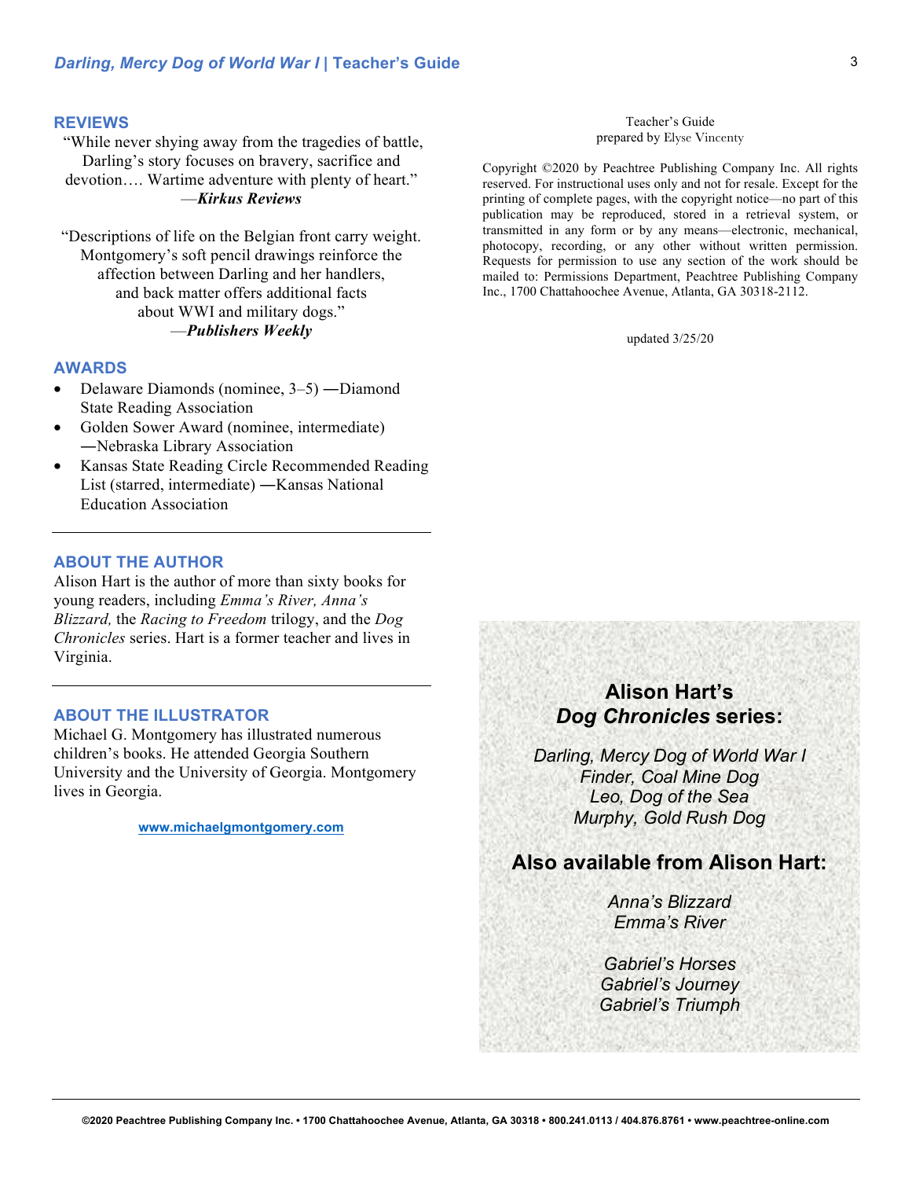## REVIEWS

"While never shying away from the tragedies of battle, Darling's story focuses on bravery, sacrifice and devotion…. Wartime adventure with plenty of heart."
—***Kirkus Reviews***

"Descriptions of life on the Belgian front carry weight. Montgomery's soft pencil drawings reinforce the affection between Darling and her handlers, and back matter offers additional facts about WWI and military dogs."
—***Publishers Weekly***

## AWARDS

- Delaware Diamonds (nominee, 3–5) —Diamond State Reading Association
- Golden Sower Award (nominee, intermediate) —Nebraska Library Association
- Kansas State Reading Circle Recommended Reading List (starred, intermediate) —Kansas National Education Association

## ABOUT THE AUTHOR

Alison Hart is the author of more than sixty books for young readers, including *Emma's River, Anna's Blizzard,* the *Racing to Freedom* trilogy, and the *Dog Chronicles* series. Hart is a former teacher and lives in Virginia.

## ABOUT THE ILLUSTRATOR

Michael G. Montgomery has illustrated numerous children's books. He attended Georgia Southern University and the University of Georgia. Montgomery lives in Georgia.

www.michaelgmontgomery.com

Teacher's Guide
prepared by Elyse Vincenty

Copyright ©2020 by Peachtree Publishing Company Inc. All rights reserved. For instructional uses only and not for resale. Except for the printing of complete pages, with the copyright notice—no part of this publication may be reproduced, stored in a retrieval system, or transmitted in any form or by any means—electronic, mechanical, photocopy, recording, or any other without written permission. Requests for permission to use any section of the work should be mailed to: Permissions Department, Peachtree Publishing Company Inc., 1700 Chattahoochee Avenue, Atlanta, GA 30318-2112.

updated 3/25/20

### Alison Hart's *Dog Chronicles* series:

*Darling, Mercy Dog of World War I*
*Finder, Coal Mine Dog*
*Leo, Dog of the Sea*
*Murphy, Gold Rush Dog*

### Also available from Alison Hart:

*Anna's Blizzard*
*Emma's River*

*Gabriel's Horses*
*Gabriel's Journey*
*Gabriel's Triumph*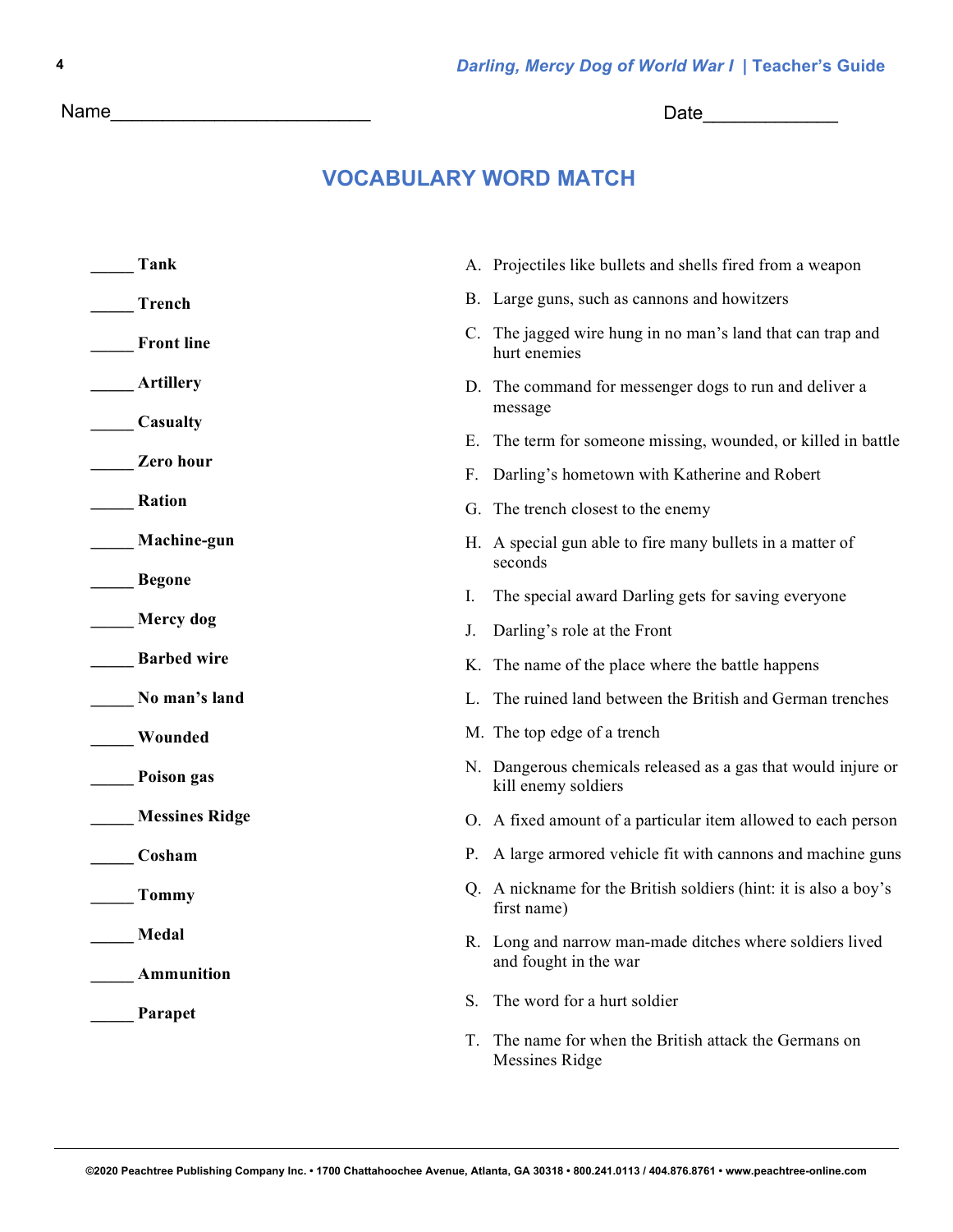Name_________________________ Date_____________

## VOCABULARY WORD MATCH

_____ **Tank**

_____ **Trench**

_____ **Front line**

_____ **Artillery**

_____ **Casualty**

_____ **Zero hour**

_____ **Ration**

_____ **Machine-gun**

_____ **Begone**

_____ **Mercy dog**

_____ **Barbed wire**

_____ **No man's land**

_____ **Wounded**

_____ **Poison gas**

_____ **Messines Ridge**

_____ **Cosham**

_____ **Tommy**

_____ **Medal**

_____ **Ammunition**

_____ **Parapet**

A. Projectiles like bullets and shells fired from a weapon

B. Large guns, such as cannons and howitzers

C. The jagged wire hung in no man's land that can trap and hurt enemies

D. The command for messenger dogs to run and deliver a message

E. The term for someone missing, wounded, or killed in battle

F. Darling's hometown with Katherine and Robert

G. The trench closest to the enemy

H. A special gun able to fire many bullets in a matter of seconds

I. The special award Darling gets for saving everyone

J. Darling's role at the Front

K. The name of the place where the battle happens

L. The ruined land between the British and German trenches

M. The top edge of a trench

N. Dangerous chemicals released as a gas that would injure or kill enemy soldiers

O. A fixed amount of a particular item allowed to each person

P. A large armored vehicle fit with cannons and machine guns

Q. A nickname for the British soldiers (hint: it is also a boy's first name)

R. Long and narrow man-made ditches where soldiers lived and fought in the war

S. The word for a hurt soldier

T. The name for when the British attack the Germans on Messines Ridge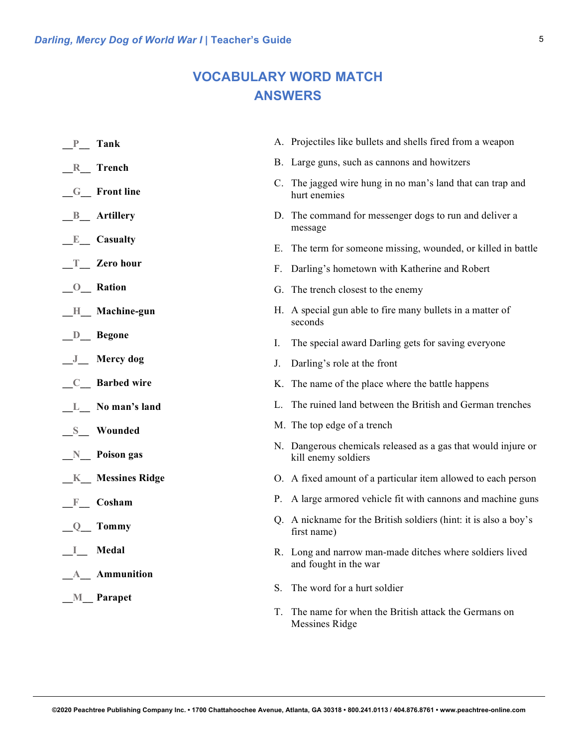# VOCABULARY WORD MATCH ANSWERS

\_\_P\_\_ **Tank**

\_\_R\_\_ **Trench**

\_\_G\_\_ **Front line**

\_\_B\_\_ **Artillery**

\_\_E\_\_ **Casualty**

\_\_T\_\_ **Zero hour**

\_\_O\_\_ **Ration**

\_\_H\_\_ **Machine-gun**

\_\_D\_\_ **Begone**

\_\_J\_\_ **Mercy dog**

\_\_C\_\_ **Barbed wire**

\_\_L\_\_ **No man's land**

\_\_S\_\_ **Wounded**

\_\_N\_\_ **Poison gas**

\_\_K\_\_ **Messines Ridge**

\_\_F\_\_ **Cosham**

\_\_Q\_\_ **Tommy**

\_\_I\_\_ **Medal**

\_\_A\_\_ **Ammunition**

\_\_M\_\_ **Parapet**

A. Projectiles like bullets and shells fired from a weapon

B. Large guns, such as cannons and howitzers

C. The jagged wire hung in no man's land that can trap and hurt enemies

D. The command for messenger dogs to run and deliver a message

E. The term for someone missing, wounded, or killed in battle

F. Darling's hometown with Katherine and Robert

G. The trench closest to the enemy

H. A special gun able to fire many bullets in a matter of seconds

I. The special award Darling gets for saving everyone

J. Darling's role at the front

K. The name of the place where the battle happens

L. The ruined land between the British and German trenches

M. The top edge of a trench

N. Dangerous chemicals released as a gas that would injure or kill enemy soldiers

O. A fixed amount of a particular item allowed to each person

P. A large armored vehicle fit with cannons and machine guns

Q. A nickname for the British soldiers (hint: it is also a boy's first name)

R. Long and narrow man-made ditches where soldiers lived and fought in the war

S. The word for a hurt soldier

T. The name for when the British attack the Germans on Messines Ridge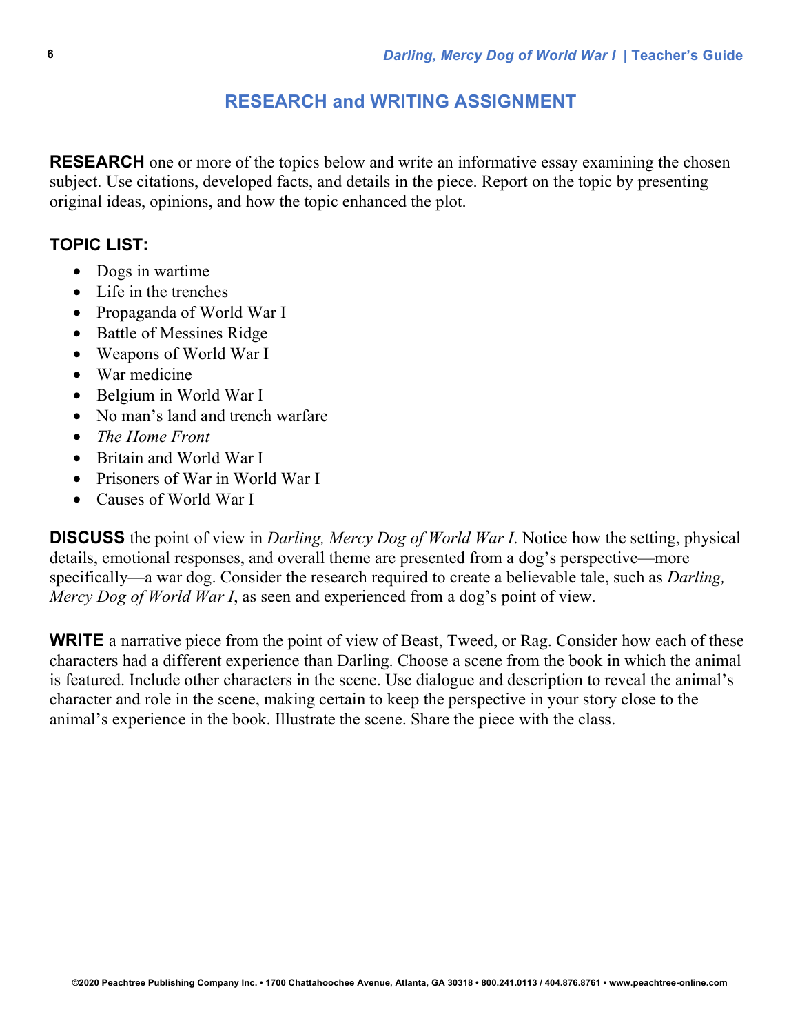## RESEARCH and WRITING ASSIGNMENT

**RESEARCH** one or more of the topics below and write an informative essay examining the chosen subject. Use citations, developed facts, and details in the piece. Report on the topic by presenting original ideas, opinions, and how the topic enhanced the plot.

**TOPIC LIST:**

- Dogs in wartime
- Life in the trenches
- Propaganda of World War I
- Battle of Messines Ridge
- Weapons of World War I
- War medicine
- Belgium in World War I
- No man's land and trench warfare
- *The Home Front*
- Britain and World War I
- Prisoners of War in World War I
- Causes of World War I

**DISCUSS** the point of view in *Darling, Mercy Dog of World War I*. Notice how the setting, physical details, emotional responses, and overall theme are presented from a dog's perspective—more specifically—a war dog. Consider the research required to create a believable tale, such as *Darling, Mercy Dog of World War I*, as seen and experienced from a dog's point of view.

**WRITE** a narrative piece from the point of view of Beast, Tweed, or Rag. Consider how each of these characters had a different experience than Darling. Choose a scene from the book in which the animal is featured. Include other characters in the scene. Use dialogue and description to reveal the animal's character and role in the scene, making certain to keep the perspective in your story close to the animal's experience in the book. Illustrate the scene. Share the piece with the class.